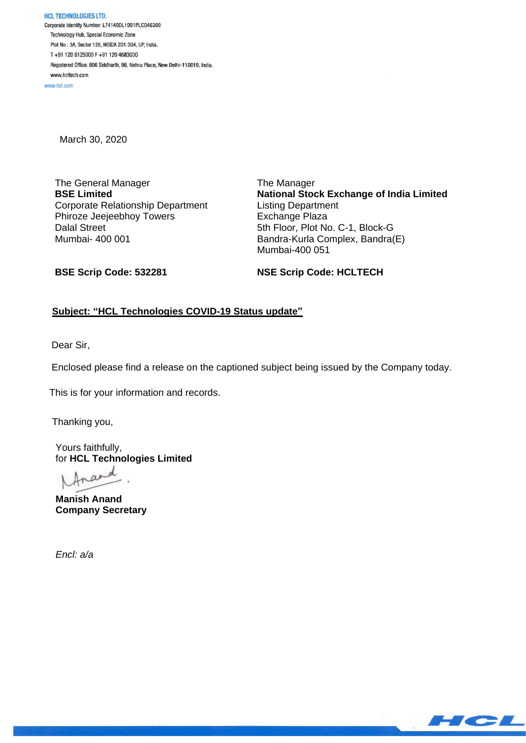**HCL TECHNOLOGIES LTD.**

Corporate Identity Number: L74140DL1991PLC046369

Technology Hub, Special Economic Zone

Plot No : 3A, Sector 126, NOIDA 201 304, UP, India.

T +91 120 6125000 F +91 120 4683030

Registered Office: 806 Siddharth, 96, Nehru Place, New Delhi-110019, India.

www.hcltech.com

www.hcl.com

March 30, 2020

The General Manager
**BSE Limited**
Corporate Relationship Department
Phiroze Jeejeebhoy Towers
Dalal Street
Mumbai- 400 001

The Manager
**National Stock Exchange of India Limited**
Listing Department
Exchange Plaza
5th Floor, Plot No. C-1, Block-G
Bandra-Kurla Complex, Bandra(E)
Mumbai-400 051

**BSE Scrip Code: 532281**

**NSE Scrip Code: HCLTECH**

**Subject: "HCL Technologies COVID-19 Status update"**

Dear Sir,

Enclosed please find a release on the captioned subject being issued by the Company today.

This is for your information and records.

Thanking you,

Yours faithfully,
for **HCL Technologies Limited**

**Manish Anand**
**Company Secretary**

*Encl: a/a*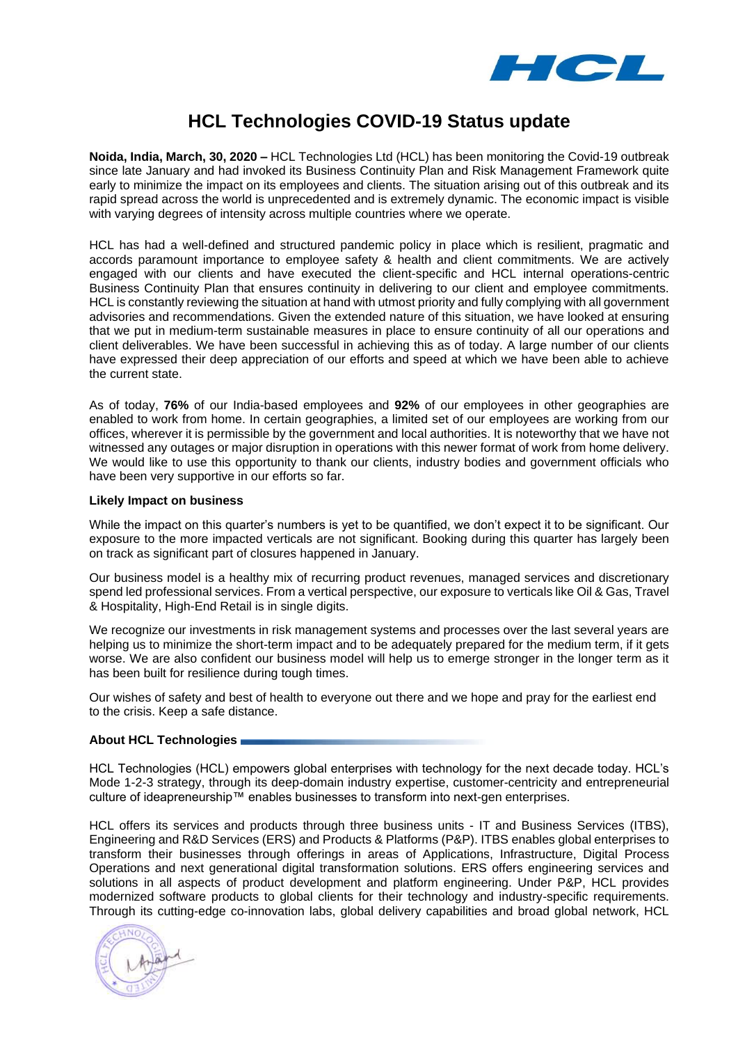# HCL Technologies COVID-19 Status update

**Noida, India, March, 30, 2020 –** HCL Technologies Ltd (HCL) has been monitoring the Covid-19 outbreak since late January and had invoked its Business Continuity Plan and Risk Management Framework quite early to minimize the impact on its employees and clients. The situation arising out of this outbreak and its rapid spread across the world is unprecedented and is extremely dynamic. The economic impact is visible with varying degrees of intensity across multiple countries where we operate.

HCL has had a well-defined and structured pandemic policy in place which is resilient, pragmatic and accords paramount importance to employee safety & health and client commitments. We are actively engaged with our clients and have executed the client-specific and HCL internal operations-centric Business Continuity Plan that ensures continuity in delivering to our client and employee commitments. HCL is constantly reviewing the situation at hand with utmost priority and fully complying with all government advisories and recommendations. Given the extended nature of this situation, we have looked at ensuring that we put in medium-term sustainable measures in place to ensure continuity of all our operations and client deliverables. We have been successful in achieving this as of today. A large number of our clients have expressed their deep appreciation of our efforts and speed at which we have been able to achieve the current state.

As of today, **76%** of our India-based employees and **92%** of our employees in other geographies are enabled to work from home. In certain geographies, a limited set of our employees are working from our offices, wherever it is permissible by the government and local authorities. It is noteworthy that we have not witnessed any outages or major disruption in operations with this newer format of work from home delivery. We would like to use this opportunity to thank our clients, industry bodies and government officials who have been very supportive in our efforts so far.

**Likely Impact on business**

While the impact on this quarter's numbers is yet to be quantified, we don't expect it to be significant. Our exposure to the more impacted verticals are not significant. Booking during this quarter has largely been on track as significant part of closures happened in January.

Our business model is a healthy mix of recurring product revenues, managed services and discretionary spend led professional services. From a vertical perspective, our exposure to verticals like Oil & Gas, Travel & Hospitality, High-End Retail is in single digits.

We recognize our investments in risk management systems and processes over the last several years are helping us to minimize the short-term impact and to be adequately prepared for the medium term, if it gets worse. We are also confident our business model will help us to emerge stronger in the longer term as it has been built for resilience during tough times.

Our wishes of safety and best of health to everyone out there and we hope and pray for the earliest end to the crisis. Keep a safe distance.

**About HCL Technologies**

HCL Technologies (HCL) empowers global enterprises with technology for the next decade today. HCL's Mode 1-2-3 strategy, through its deep-domain industry expertise, customer-centricity and entrepreneurial culture of ideapreneurship™ enables businesses to transform into next-gen enterprises.

HCL offers its services and products through three business units - IT and Business Services (ITBS), Engineering and R&D Services (ERS) and Products & Platforms (P&P). ITBS enables global enterprises to transform their businesses through offerings in areas of Applications, Infrastructure, Digital Process Operations and next generational digital transformation solutions. ERS offers engineering services and solutions in all aspects of product development and platform engineering. Under P&P, HCL provides modernized software products to global clients for their technology and industry-specific requirements. Through its cutting-edge co-innovation labs, global delivery capabilities and broad global network, HCL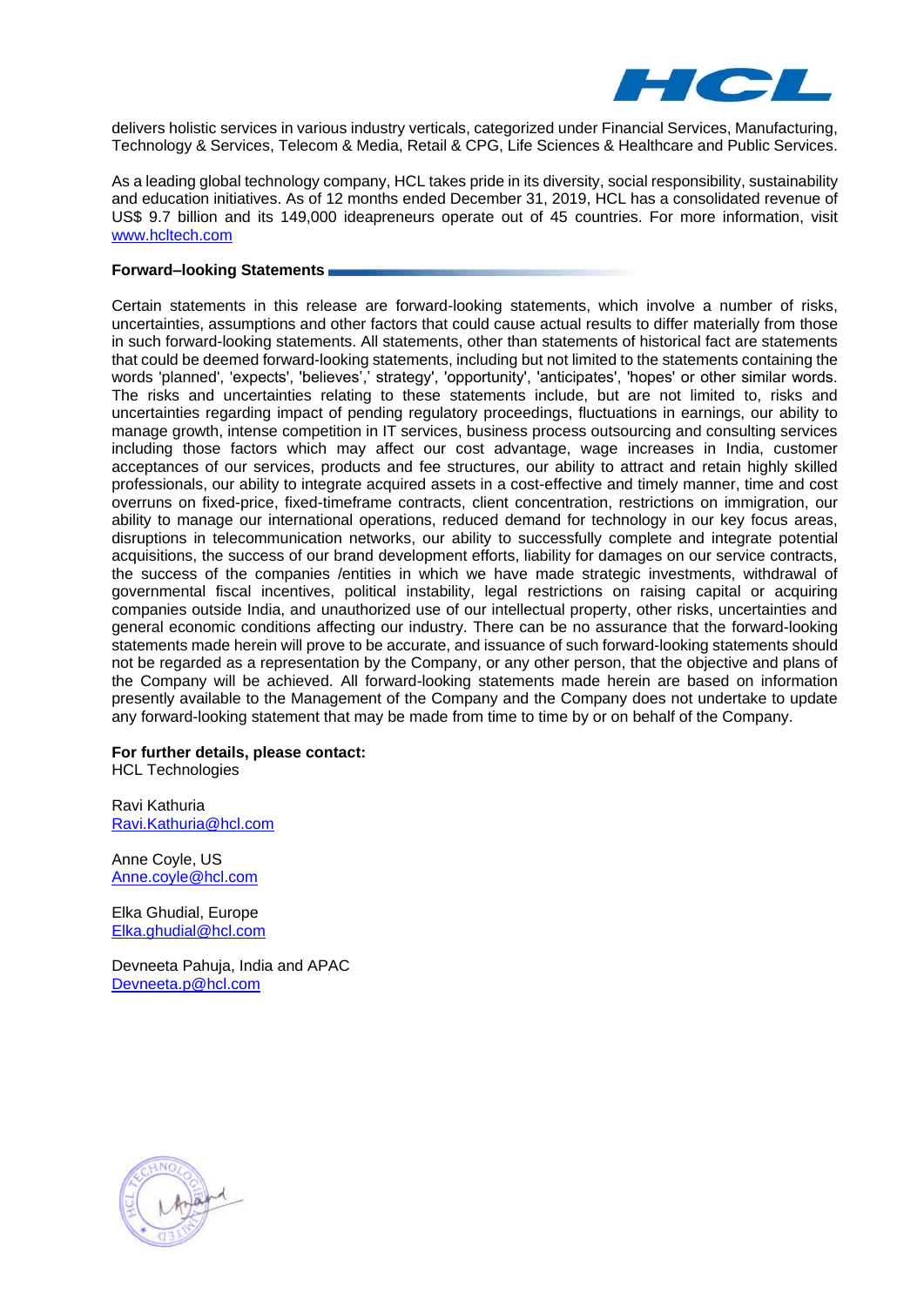delivers holistic services in various industry verticals, categorized under Financial Services, Manufacturing, Technology & Services, Telecom & Media, Retail & CPG, Life Sciences & Healthcare and Public Services.

As a leading global technology company, HCL takes pride in its diversity, social responsibility, sustainability and education initiatives. As of 12 months ended December 31, 2019, HCL has a consolidated revenue of US$ 9.7 billion and its 149,000 ideapreneurs operate out of 45 countries. For more information, visit [www.hcltech.com](http://www.hcltech.com)

**Forward–looking Statements**

Certain statements in this release are forward-looking statements, which involve a number of risks, uncertainties, assumptions and other factors that could cause actual results to differ materially from those in such forward-looking statements. All statements, other than statements of historical fact are statements that could be deemed forward-looking statements, including but not limited to the statements containing the words 'planned', 'expects', 'believes',' strategy', 'opportunity', 'anticipates', 'hopes' or other similar words. The risks and uncertainties relating to these statements include, but are not limited to, risks and uncertainties regarding impact of pending regulatory proceedings, fluctuations in earnings, our ability to manage growth, intense competition in IT services, business process outsourcing and consulting services including those factors which may affect our cost advantage, wage increases in India, customer acceptances of our services, products and fee structures, our ability to attract and retain highly skilled professionals, our ability to integrate acquired assets in a cost-effective and timely manner, time and cost overruns on fixed-price, fixed-timeframe contracts, client concentration, restrictions on immigration, our ability to manage our international operations, reduced demand for technology in our key focus areas, disruptions in telecommunication networks, our ability to successfully complete and integrate potential acquisitions, the success of our brand development efforts, liability for damages on our service contracts, the success of the companies /entities in which we have made strategic investments, withdrawal of governmental fiscal incentives, political instability, legal restrictions on raising capital or acquiring companies outside India, and unauthorized use of our intellectual property, other risks, uncertainties and general economic conditions affecting our industry. There can be no assurance that the forward-looking statements made herein will prove to be accurate, and issuance of such forward-looking statements should not be regarded as a representation by the Company, or any other person, that the objective and plans of the Company will be achieved. All forward-looking statements made herein are based on information presently available to the Management of the Company and the Company does not undertake to update any forward-looking statement that may be made from time to time by or on behalf of the Company.

**For further details, please contact:**
HCL Technologies

Ravi Kathuria
[Ravi.Kathuria@hcl.com](mailto:Ravi.Kathuria@hcl.com)

Anne Coyle, US
[Anne.coyle@hcl.com](mailto:Anne.coyle@hcl.com)

Elka Ghudial, Europe
[Elka.ghudial@hcl.com](mailto:Elka.ghudial@hcl.com)

Devneeta Pahuja, India and APAC
[Devneeta.p@hcl.com](mailto:Devneeta.p@hcl.com)